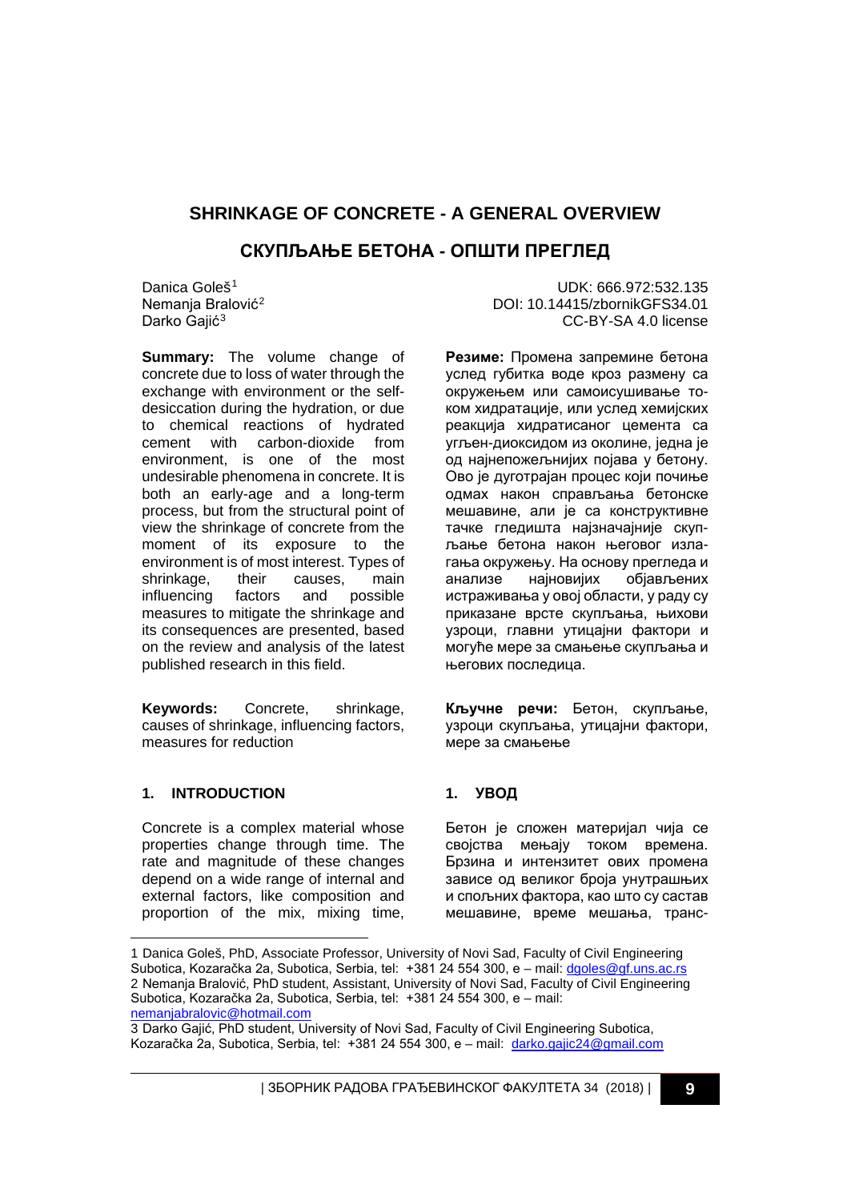# SHRINKAGE OF CONCRETE - A GENERAL OVERVIEW

# СКУПЉАЊЕ БЕТОНА - ОПШТИ ПРЕГЛЕД

Danica Goleš[1]
Nemanja Bralović[2]
Darko Gajić[3]

UDK: 666.972:532.135
DOI: 10.14415/zbornikGFS34.01
CC-BY-SA 4.0 license

**Summary:** The volume change of concrete due to loss of water through the exchange with environment or the self-desiccation during the hydration, or due to chemical reactions of hydrated cement with carbon-dioxide from environment, is one of the most undesirable phenomena in concrete. It is both an early-age and a long-term process, but from the structural point of view the shrinkage of concrete from the moment of its exposure to the environment is of most interest. Types of shrinkage, their causes, main influencing factors and possible measures to mitigate the shrinkage and its consequences are presented, based on the review and analysis of the latest published research in this field.

**Keywords:** Concrete, shrinkage, causes of shrinkage, influencing factors, measures for reduction

**Резиме:** Промена запремине бетона услед губитка воде кроз размену са окружењем или самоисушивање током хидратације, или услед хемијских реакција хидратисаног цемента са угљен-диоксидом из околине, једна је од најнепожељнијих појава у бетону. Ово је дуготрајан процес који почиње одмах након справљања бетонске мешавине, али је са конструктивне тачке гледишта најзначајније скупљање бетона након његовог излагања окружењу. На основу прегледа и анализе најновијих објављених истраживања у овој области, у раду су приказане врсте скупљања, њихови узроци, главни утицајни фактори и могуће мере за смањење скупљања и његових последица.

**Кључне речи:** Бетон, скупљање, узроци скупљања, утицајни фактори, мере за смањење

## 1. INTRODUCTION

Concrete is a complex material whose properties change through time. The rate and magnitude of these changes depend on a wide range of internal and external factors, like composition and proportion of the mix, mixing time,

## 1. УВОД

Бетон је сложен материјал чија се својства мењају током времена. Брзина и интензитет ових промена зависе од великог броја унутрашњих и спољних фактора, као што су састав мешавине, време мешања, транс-

---

1 Danica Goleš, PhD, Associate Professor, University of Novi Sad, Faculty of Civil Engineering Subotica, Kozaračka 2a, Subotica, Serbia, tel: +381 24 554 300, e – mail: dgoles@gf.uns.ac.rs

2 Nemanja Bralović, PhD student, Assistant, University of Novi Sad, Faculty of Civil Engineering Subotica, Kozaračka 2a, Subotica, Serbia, tel: +381 24 554 300, e – mail: nemanjabralovic@hotmail.com

3 Darko Gajić, PhD student, University of Novi Sad, Faculty of Civil Engineering Subotica, Kozaračka 2a, Subotica, Serbia, tel: +381 24 554 300, e – mail: darko.gajic24@gmail.com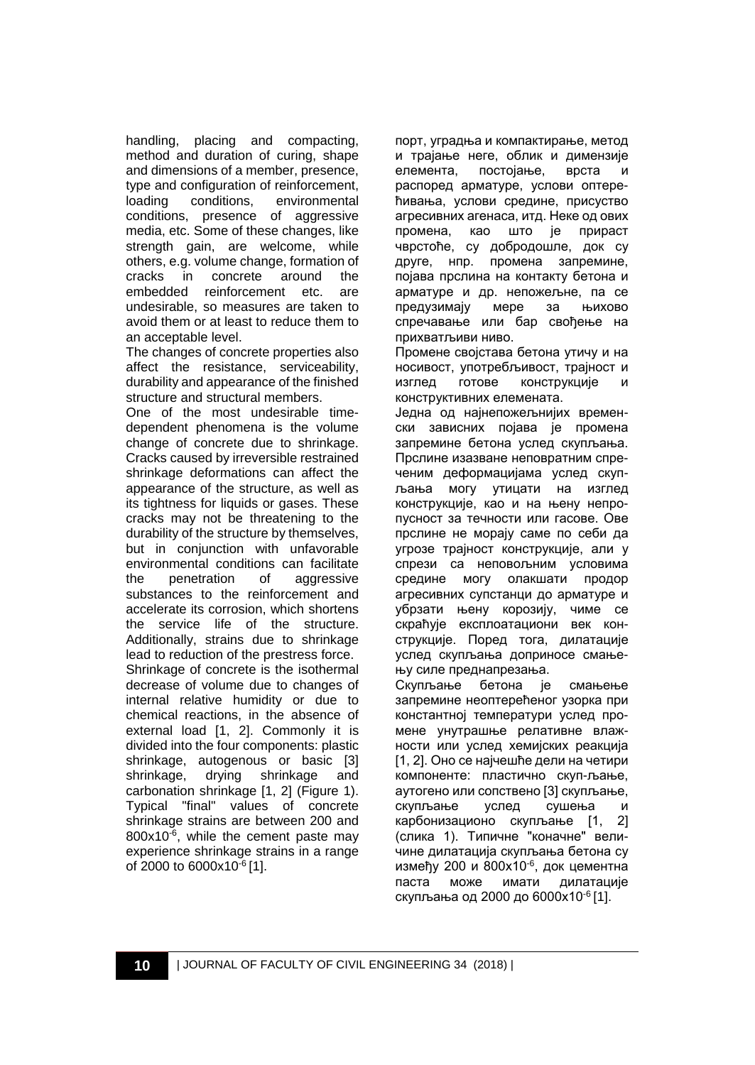handling, placing and compacting, method and duration of curing, shape and dimensions of a member, presence, type and configuration of reinforcement, loading conditions, environmental conditions, presence of aggressive media, etc. Some of these changes, like strength gain, are welcome, while others, e.g. volume change, formation of cracks in concrete around the embedded reinforcement etc. are undesirable, so measures are taken to avoid them or at least to reduce them to an acceptable level.

The changes of concrete properties also affect the resistance, serviceability, durability and appearance of the finished structure and structural members.

One of the most undesirable time-dependent phenomena is the volume change of concrete due to shrinkage. Cracks caused by irreversible restrained shrinkage deformations can affect the appearance of the structure, as well as its tightness for liquids or gases. These cracks may not be threatening to the durability of the structure by themselves, but in conjunction with unfavorable environmental conditions can facilitate the penetration of aggressive substances to the reinforcement and accelerate its corrosion, which shortens the service life of the structure. Additionally, strains due to shrinkage lead to reduction of the prestress force.

Shrinkage of concrete is the isothermal decrease of volume due to changes of internal relative humidity or due to chemical reactions, in the absence of external load [1, 2]. Commonly it is divided into the four components: plastic shrinkage, autogenous or basic [3] shrinkage, drying shrinkage and carbonation shrinkage [1, 2] (Figure 1). Typical "final" values of concrete shrinkage strains are between 200 and $800 \times 10^{-6}$, while the cement paste may experience shrinkage strains in a range of 2000 to $6000 \times 10^{-6}$ [1].

порт, уградња и компактирање, метод и трајање неге, облик и димензије елемента, постојање, врста и распоред арматуре, услови оптерећивања, услови средине, присуство агресивних агенаса, итд. Неке од ових промена, као што је прираст чврстоће, су добродошле, док су друге, нпр. промена запремине, појава прслина на контакту бетона и арматуре и др. непожељне, па се предузимају мере за њихово спречавање или бар свођење на прихватљиви ниво.

Промене својстава бетона утичу и на носивост, употребљивост, трајност и изглед готове конструкције и конструктивних елемената.

Једна од најнепожељнијих временски зависних појава је промена запремине бетона услед скупљања. Прслине изазване неповратним спреченим деформацијама услед скупљања могу утицати на изглед конструкције, као и на њену непропусност за течности или гасове. Ове прслине не морају саме по себи да угрозе трајност конструкције, али у спрези са неповољним условима средине могу олакшати продор агресивних супстанци до арматуре и убрзати њену корозију, чиме се скраћује експлоатациони век конструкције. Поред тога, дилатације услед скупљања доприносе смањењу силе преднапрезања.

Скупљање бетона је смањење запремине неоптерећеног узорка при константној температури услед промене унутрашње релативне влажности или услед хемијских реакција [1, 2]. Оно се најчешће дели на четири компоненте: пластично скуп-љање, аутогено или сопствено [3] скупљање, скупљање услед сушења и карбонизационо скупљање [1, 2] (слика 1). Типичне "коначне" величине дилатација скупљања бетона су између 200 и $800 \times 10^{-6}$, док цементна паста може имати дилатације скупљања од 2000 до $6000 \times 10^{-6}$ [1].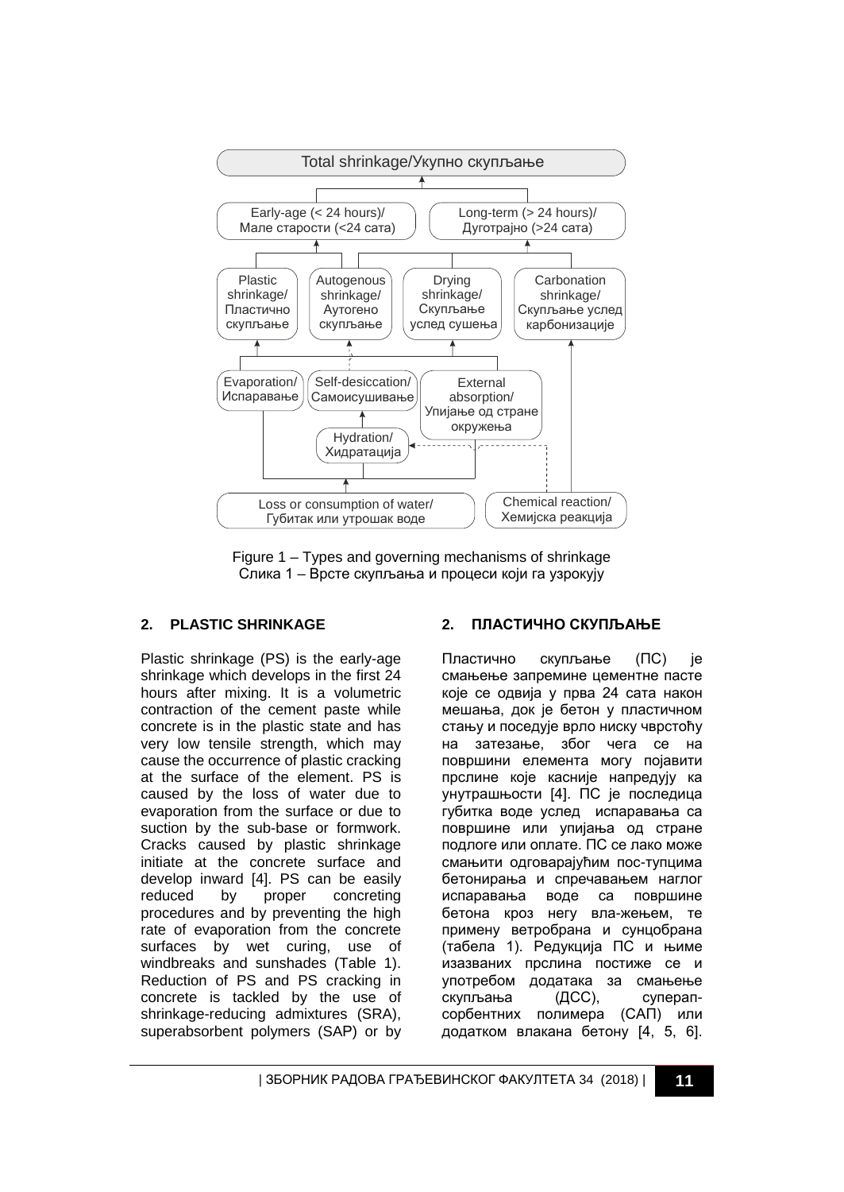Figure 1 – Types and governing mechanisms of shrinkage
Слика 1 – Врсте скупљања и процеси који га узрокују

## 2. PLASTIC SHRINKAGE

Plastic shrinkage (PS) is the early-age shrinkage which develops in the first 24 hours after mixing. It is a volumetric contraction of the cement paste while concrete is in the plastic state and has very low tensile strength, which may cause the occurrence of plastic cracking at the surface of the element. PS is caused by the loss of water due to evaporation from the surface or due to suction by the sub-base or formwork. Cracks caused by plastic shrinkage initiate at the concrete surface and develop inward [4]. PS can be easily reduced by proper concreting procedures and by preventing the high rate of evaporation from the concrete surfaces by wet curing, use of windbreaks and sunshades (Table 1). Reduction of PS and PS cracking in concrete is tackled by the use of shrinkage-reducing admixtures (SRA), superabsorbent polymers (SAP) or by

## 2. ПЛАСТИЧНО СКУПЉАЊЕ

Пластично скупљање (ПС) је смањење запремине цементне пасте које се одвија у прва 24 сата након мешања, док је бетон у пластичном стању и поседује врло ниску чврстоћу на затезање, због чега се на површини елемента могу појавити прслине које касније напредују ка унутрашњости [4]. ПС је последица губитка воде услед испаравања са површине или упијања од стране подлоге или оплате. ПС се лако може смањити одговарајућим пос-тупцима бетонирања и спречавањем наглог испаравања воде са површине бетона кроз негу вла-жењем, те примену ветробрана и сунцобрана (табела 1). Редукција ПС и њиме изазваних прслина постиже се и употребом додатака за смањење скупљања (ДСС), суперапсорбентних полимера (САП) или додатком влакана бетону [4, 5, 6].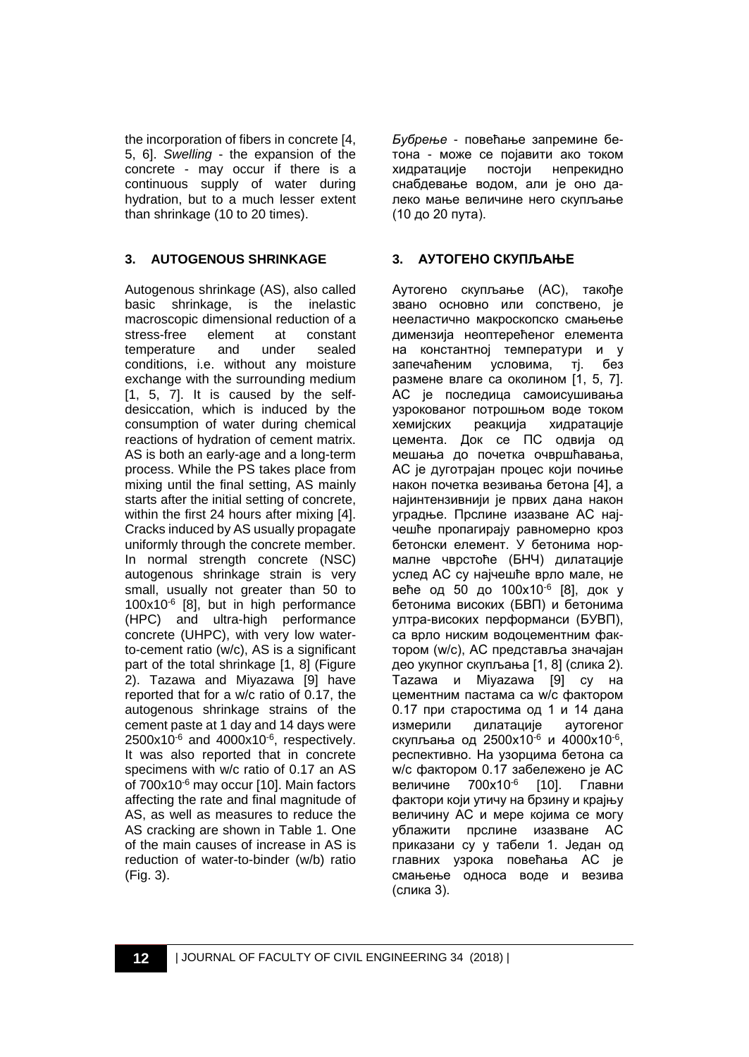the incorporation of fibers in concrete [4, 5, 6]. *Swelling* - the expansion of the concrete - may occur if there is a continuous supply of water during hydration, but to a much lesser extent than shrinkage (10 to 20 times).

## 3. AUTOGENOUS SHRINKAGE

Autogenous shrinkage (AS), also called basic shrinkage, is the inelastic macroscopic dimensional reduction of a stress-free element at constant temperature and under sealed conditions, i.e. without any moisture exchange with the surrounding medium [1, 5, 7]. It is caused by the self-desiccation, which is induced by the consumption of water during chemical reactions of hydration of cement matrix. AS is both an early-age and a long-term process. While the PS takes place from mixing until the final setting, AS mainly starts after the initial setting of concrete, within the first 24 hours after mixing [4]. Cracks induced by AS usually propagate uniformly through the concrete member. In normal strength concrete (NSC) autogenous shrinkage strain is very small, usually not greater than 50 to $100x10^{-6}$ [8], but in high performance (HPC) and ultra-high performance concrete (UHPC), with very low water-to-cement ratio (w/c), AS is a significant part of the total shrinkage [1, 8] (Figure 2). Tazawa and Miyazawa [9] have reported that for a w/c ratio of 0.17, the autogenous shrinkage strains of the cement paste at 1 day and 14 days were $2500x10^{-6}$ and $4000x10^{-6}$, respectively. It was also reported that in concrete specimens with w/c ratio of 0.17 an AS of $700x10^{-6}$ may occur [10]. Main factors affecting the rate and final magnitude of AS, as well as measures to reduce the AS cracking are shown in Table 1. One of the main causes of increase in AS is reduction of water-to-binder (w/b) ratio (Fig. 3).

*Бубрење* - повећање запремине бетона - може се појавити ако током хидратације постоји непрекидно снабдевање водом, али је оно далеко мање величине него скупљање (10 до 20 пута).

## 3. АУТОГЕНО СКУПЉАЊЕ

Аутогено скупљање (АС), такође звано основно или сопствено, је нееластично макроскопско смањење димензија неоптерећеног елемента на константној температури и у запечаћеним условима, тј. без размене влаге са околином [1, 5, 7]. АС је последица самоисушивања узрокованог потрошњом воде током хемијских реакција хидратације цемента. Док се ПС одвија од мешања до почетка очвршћавања, АС је дуготрајан процес који почиње након почетка везивања бетона [4], а најинтензивнији је првих дана након уградње. Прслине изазване АС најчешће пропагирају равномерно кроз бетонски елемент. У бетонима нормалне чврстоће (БНЧ) дилатације услед АС су најчешће врло мале, не веће од 50 до $100x10^{-6}$ [8], док у бетонима високих (БВП) и бетонима ултра-високих перформанси (БУВП), са врло ниским водоцементним фактором (w/c), АС представља значајан део укупног скупљања [1, 8] (слика 2). Tazawa и Miyazawa [9] су на цементним пастама са w/c фактором 0.17 при старостима од 1 и 14 дана измерили дилатације аутогеног скупљања од $2500x10^{-6}$ и $4000x10^{-6}$, респективно. На узорцима бетона са w/c фактором 0.17 забележено је АС величине $700x10^{-6}$ [10]. Главни фактори који утичу на брзину и крајњу величину АС и мере којима се могу ублажити прслине изазване АС приказани су у табели 1. Један од главних узрока повећања АС је смањење односа воде и везива (слика 3).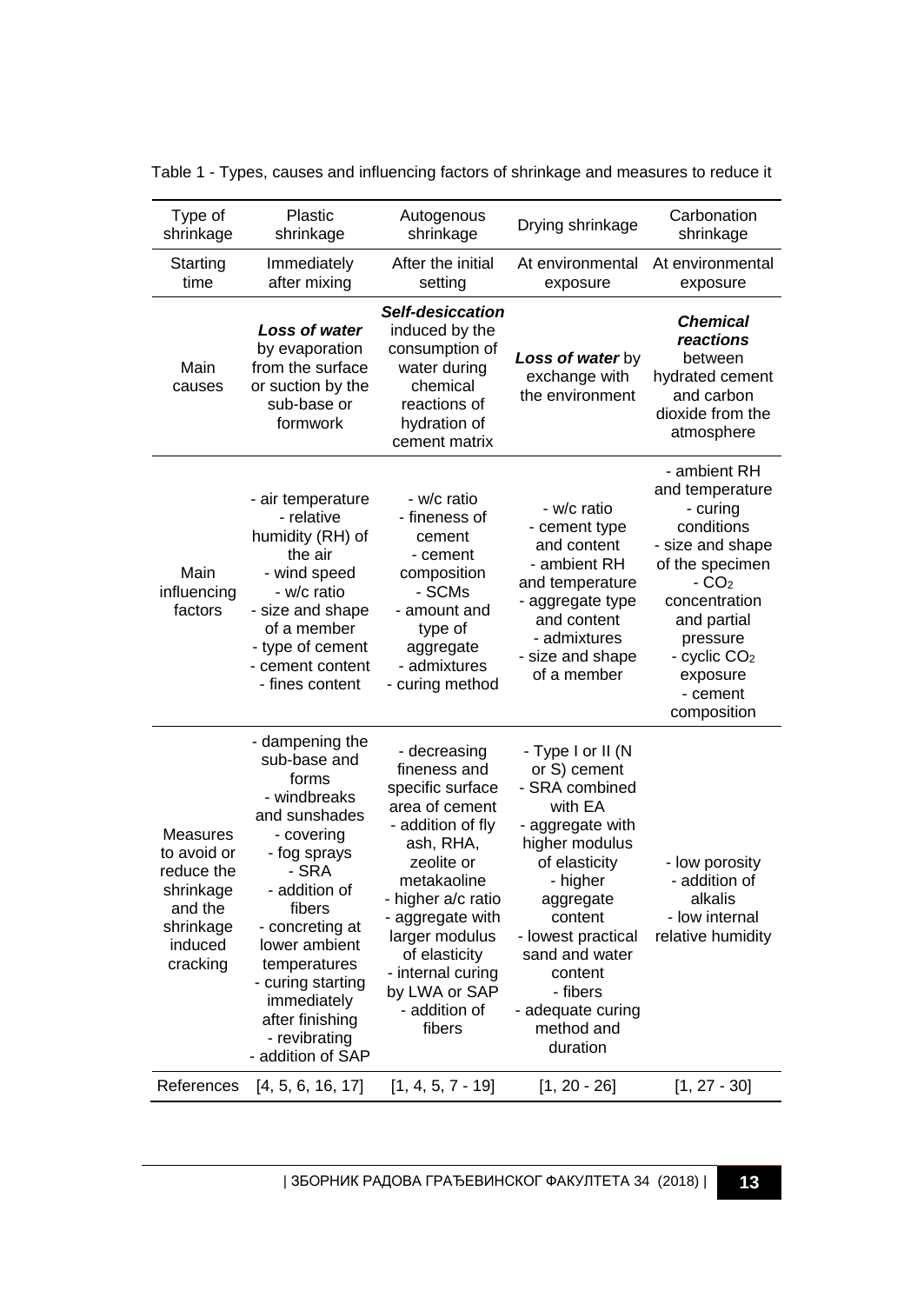Table 1 - Types, causes and influencing factors of shrinkage and measures to reduce it

| Type of shrinkage | Plastic shrinkage | Autogenous shrinkage | Drying shrinkage | Carbonation shrinkage |
|---|---|---|---|---|
| Starting time | Immediately after mixing | After the initial setting | At environmental exposure | At environmental exposure |
| Main causes | ***Loss of water*** by evaporation from the surface or suction by the sub-base or formwork | ***Self-desiccation*** induced by the consumption of water during chemical reactions of hydration of cement matrix | ***Loss of water*** by exchange with the environment | ***Chemical reactions*** between hydrated cement and carbon dioxide from the atmosphere |
| Main influencing factors | - air temperature<br>- relative humidity (RH) of the air<br>- wind speed<br>- w/c ratio<br>- size and shape of a member<br>- type of cement<br>- cement content<br>- fines content | - w/c ratio<br>- fineness of cement<br>- cement composition<br>- SCMs<br>- amount and type of aggregate<br>- admixtures<br>- curing method | - w/c ratio<br>- cement type and content<br>- ambient RH and temperature<br>- aggregate type and content<br>- admixtures<br>- size and shape of a member | - ambient RH and temperature<br>- curing conditions<br>- size and shape of the specimen<br>- $CO_2$ concentration and partial pressure<br>- cyclic $CO_2$ exposure<br>- cement composition |
| Measures to avoid or reduce the shrinkage and the shrinkage induced cracking | - dampening the sub-base and forms<br>- windbreaks and sunshades<br>- covering<br>- fog sprays<br>- SRA<br>- addition of fibers<br>- concreting at lower ambient temperatures<br>- curing starting immediately after finishing<br>- revibrating<br>- addition of SAP | - decreasing fineness and specific surface area of cement<br>- addition of fly ash, RHA, zeolite or metakaoline<br>- higher a/c ratio<br>- aggregate with larger modulus of elasticity<br>- internal curing by LWA or SAP<br>- addition of fibers | - Type I or II (N or S) cement<br>- SRA combined with EA<br>- aggregate with higher modulus of elasticity<br>- higher aggregate content<br>- lowest practical sand and water content<br>- fibers<br>- adequate curing method and duration | - low porosity<br>- addition of alkalis<br>- low internal relative humidity |
| References | [4, 5, 6, 16, 17] | [1, 4, 5, 7 - 19] | [1, 20 - 26] | [1, 27 - 30] |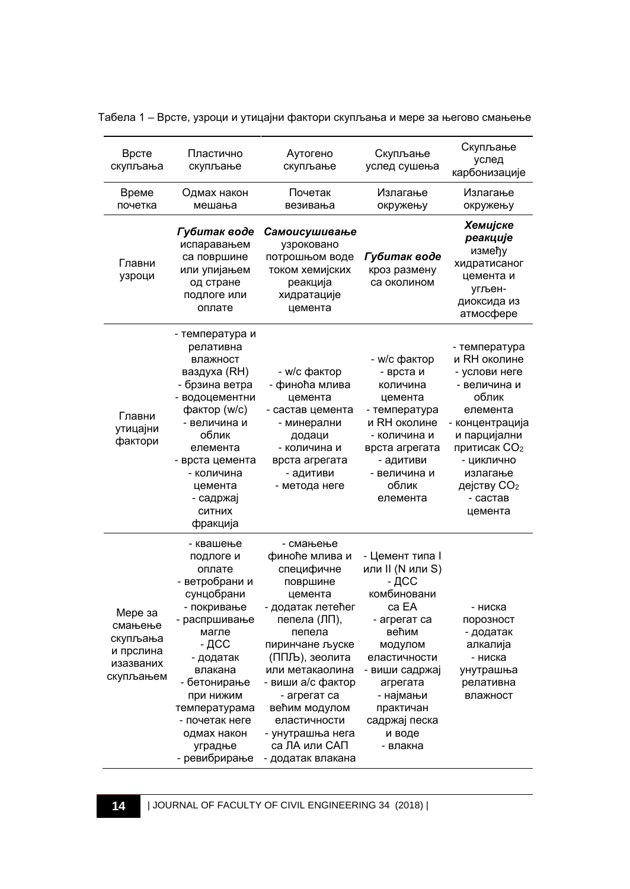Табела 1 – Врсте, узроци и утицајни фактори скупљања и мере за његово смањење

| Врсте скупљања | Пластично скупљање | Аутогено скупљање | Скупљање услед сушења | Скупљање услед карбонизације |
|---|---|---|---|---|
| Време почетка | Одмах након мешања | Почетак везивања | Излагање окружењу | Излагање окружењу |
| Главни узроци | ***Губитак воде*** испаравањем са површине или упијањем од стране подлоге или оплате | ***Самоисушивање*** узроковано потрошњом воде током хемијских реакција хидратације цемента | ***Губитак воде*** кроз размену са околином | ***Хемијске реакције*** између хидратисаног цемента и угљен-диоксида из атмосфере |
| Главни утицајни фактори | - температура и релативна влажност ваздуха (RH)<br>- брзина ветра<br>- водоцементни фактор (w/c)<br>- величина и облик елемента<br>- врста цемента<br>- количина цемента<br>- садржај ситних фракција | - w/c фактор<br>- финоћа млива цемента<br>- састав цемента<br>- минерални додаци<br>- количина и врста агрегата<br>- адитиви<br>- метода неге | - w/c фактор<br>- врста и количина цемента<br>- температура и RH околине<br>- количина и врста агрегата<br>- адитиви<br>- величина и облик елемента | - температура и RH околине<br>- услови неге<br>- величина и облик елемента<br>- концентрација и парцијални притисак $CO_2$<br>- циклично излагање дејству $CO_2$<br>- састав цемента |
| Мере за смањење скупљања и прслина изазваних скупљањем | - квашење подлоге и оплате<br>- ветробрани и сунцобрани<br>- покривање<br>- распршивање магле<br>- ДСС<br>- додатак влакана<br>- бетонирање при нижим температурама<br>- почетак неге одмах након уградње<br>- ревибрирање | - смањење финоће млива и специфичне површине цемента<br>- додатак летећег пепела (ЛП), пепела пиринчане љуске (ППЉ), зеолита или метакаолина<br>- виши a/c фактор<br>- агрегат са већим модулом еластичности<br>- унутрашња нега са ЛА или САП<br>- додатак влакана | - Цемент типа I или II (N или S)<br>- ДСС комбиновани са ЕА<br>- агрегат са већим модулом еластичности<br>- виши садржај агрегата<br>- најмањи практичан садржај песка и воде<br>- влакна | - ниска порозност<br>- додатак алкалија<br>- ниска унутрашња релативна влажност |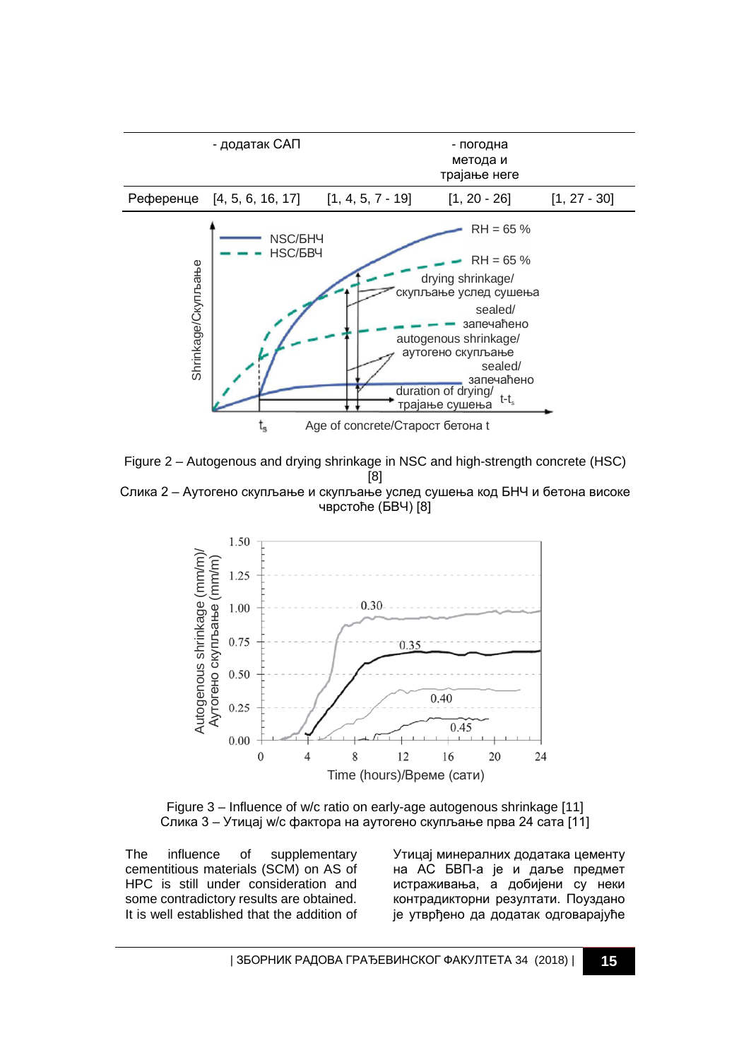|  | - додатак САП |  | - погодна метода и трајање неге |  |
|---|---|---|---|---|
| Референце | [4, 5, 6, 16, 17] | [1, 4, 5, 7 - 19] | [1, 20 - 26] | [1, 27 - 30] |

Figure 2 – Autogenous and drying shrinkage in NSC and high-strength concrete (HSC) [8]

Слика 2 – Аутогено скупљање и скупљање услед сушења код БНЧ и бетона високе чврстоће (БВЧ) [8]

Figure 3 – Influence of w/c ratio on early-age autogenous shrinkage [11]

Слика 3 – Утицај w/c фактора на аутогено скупљање прва 24 сата [11]

The influence of supplementary cementitious materials (SCM) on AS of HPC is still under consideration and some contradictory results are obtained. It is well established that the addition of

Утицај минералних додатака цементу на АС БВП-а је и даље предмет истраживања, а добијени су неки контрадикторни резултати. Поуздано је утврђено да додатак одговарајуће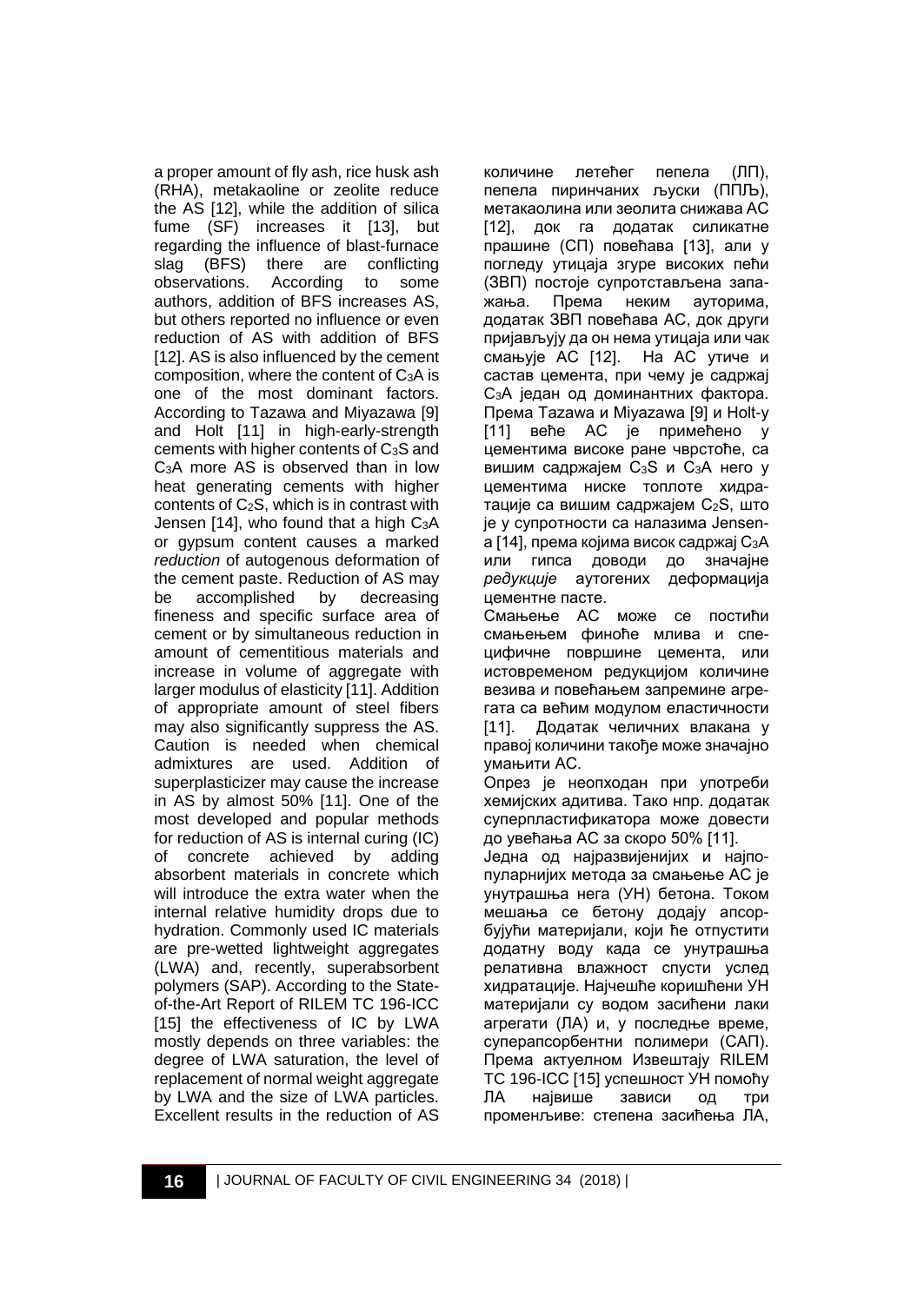a proper amount of fly ash, rice husk ash (RHA), metakaoline or zeolite reduce the AS [12], while the addition of silica fume (SF) increases it [13], but regarding the influence of blast-furnace slag (BFS) there are conflicting observations. According to some authors, addition of BFS increases AS, but others reported no influence or even reduction of AS with addition of BFS [12]. AS is also influenced by the cement composition, where the content of $C_3A$ is one of the most dominant factors. According to Tazawa and Miyazawa [9] and Holt [11] in high-early-strength cements with higher contents of $C_3S$ and $C_3A$ more AS is observed than in low heat generating cements with higher contents of $C_2S$, which is in contrast with Jensen [14], who found that a high $C_3A$ or gypsum content causes a marked *reduction* of autogenous deformation of the cement paste. Reduction of AS may be accomplished by decreasing fineness and specific surface area of cement or by simultaneous reduction in amount of cementitious materials and increase in volume of aggregate with larger modulus of elasticity [11]. Addition of appropriate amount of steel fibers may also significantly suppress the AS. Caution is needed when chemical admixtures are used. Addition of superplasticizer may cause the increase in AS by almost 50% [11]. One of the most developed and popular methods for reduction of AS is internal curing (IC) of concrete achieved by adding absorbent materials in concrete which will introduce the extra water when the internal relative humidity drops due to hydration. Commonly used IC materials are pre-wetted lightweight aggregates (LWA) and, recently, superabsorbent polymers (SAP). According to the State-of-the-Art Report of RILEM TC 196-ICC [15] the effectiveness of IC by LWA mostly depends on three variables: the degree of LWA saturation, the level of replacement of normal weight aggregate by LWA and the size of LWA particles. Excellent results in the reduction of AS

количине летећег пепела (ЛП), пепела пиринчаних љуски (ППЉ), метакаолина или зеолита снижава АС [12], док га додатак силикатне прашине (СП) повећава [13], али у погледу утицаја згуре високих пећи (ЗВП) постоје супротстављена запажања. Према неким ауторима, додатак ЗВП повећава АС, док други пријављују да он нема утицаја или чак смањује АС [12]. На АС утиче и састав цемента, при чему је садржај $C_3A$ један од доминантних фактора. Према Tazawa и Miyazawa [9] и Holt-у [11] веће АС је примећено у цементима високе ране чврстоће, са вишим садржајем $C_3S$ и $C_3A$ него у цементима ниске топлоте хидратације са вишим садржајем $C_2S$, што је у супротности са налазима Jensen-а [14], према којима висок садржај $C_3A$ или гипса доводи до значајне *редукције* аутогених деформација цементне пасте.

Смањење АС може се постићи смањењем финоће млива и специфичне површине цемента, или истовременом редукцијом количине везива и повећањем запремине агрегата са већим модулом еластичности [11]. Додатак челичних влакана у правој количини такође може значајно умањити АС.

Опрез је неопходан при употреби хемијских адитива. Тако нпр. додатак суперпластификатора може довести до увећања АС за скоро 50% [11].

Једна од најразвијенијих и најпопуларнијих метода за смањење АС је унутрашња нега (УН) бетона. Током мешања се бетону додају апсорбујући материјали, који ће отпустити додатну воду када се унутрашња релативна влажност спусти услед хидратације. Најчешће коришћени УН материјали су водом засићени лаки агрегати (ЛА) и, у последње време, суперапсорбентни полимери (САП). Према актуелном Извештају RILEM TC 196-ICC [15] успешност УН помоћу ЛА највише зависи од три променљиве: степена засићења ЛА,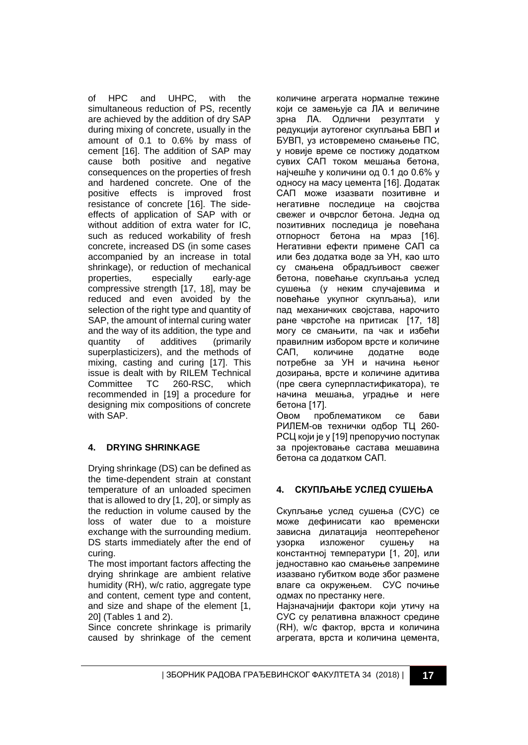of HPC and UHPC, with the simultaneous reduction of PS, recently are achieved by the addition of dry SAP during mixing of concrete, usually in the amount of 0.1 to 0.6% by mass of cement [16]. The addition of SAP may cause both positive and negative consequences on the properties of fresh and hardened concrete. One of the positive effects is improved frost resistance of concrete [16]. The side-effects of application of SAP with or without addition of extra water for IC, such as reduced workability of fresh concrete, increased DS (in some cases accompanied by an increase in total shrinkage), or reduction of mechanical properties, especially early-age compressive strength [17, 18], may be reduced and even avoided by the selection of the right type and quantity of SAP, the amount of internal curing water and the way of its addition, the type and quantity of additives (primarily superplasticizers), and the methods of mixing, casting and curing [17]. This issue is dealt with by RILEM Technical Committee TC 260-RSC, which recommended in [19] a procedure for designing mix compositions of concrete with SAP.

## 4. DRYING SHRINKAGE

Drying shrinkage (DS) can be defined as the time-dependent strain at constant temperature of an unloaded specimen that is allowed to dry [1, 20], or simply as the reduction in volume caused by the loss of water due to a moisture exchange with the surrounding medium. DS starts immediately after the end of curing.

The most important factors affecting the drying shrinkage are ambient relative humidity (RH), w/c ratio, aggregate type and content, cement type and content, and size and shape of the element [1, 20] (Tables 1 and 2).

Since concrete shrinkage is primarily caused by shrinkage of the cement

количине агрегата нормалне тежине који се замењује са ЛА и величине зрна ЛА. Одлични резултати у редукцији аутогеног скупљања БВП и БУВП, уз истовремено смањење ПС, у новије време се постижу додатком сувих САП током мешања бетона, најчешће у количини од 0.1 до 0.6% у односу на масу цемента [16]. Додатак САП може изазвати позитивне и негативне последице на својства свежег и очврслог бетона. Једна од позитивних последица је повећана отпорност бетона на мраз [16]. Негативни ефекти примене САП са или без додатка воде за УН, као што су смањена обрадљивост свежег бетона, повећање скупљања услед сушења (у неким случајевима и повећање укупног скупљања), или пад механичких својстава, нарочито ране чврстоће на притисак [17, 18] могу се смањити, па чак и избећи правилним избором врсте и количине САП, количине додатне воде потребне за УН и начина њеног дозирања, врсте и количине адитива (пре свега суперпластификатора), те начина мешања, уградње и неге бетона [17].

Овом проблематиком се бави РИЛЕМ-ов технички одбор ТЦ 260-РСЦ који је у [19] препоручио поступак за пројектовање састава мешавина бетона са додатком САП.

## 4. СКУПЉАЊЕ УСЛЕД СУШЕЊА

Скупљање услед сушења (СУС) се може дефинисати као временски зависна дилатација неоптерећеног узорка изложеног сушењу на константној температури [1, 20], или једноставно као смањење запремине изазвано губитком воде због размене влаге са окружењем. СУС почиње одмах по престанку неге.

Најзначајнији фактори који утичу на СУС су релативна влажност средине (RH), w/c фактор, врста и количина агрегата, врста и количина цемента,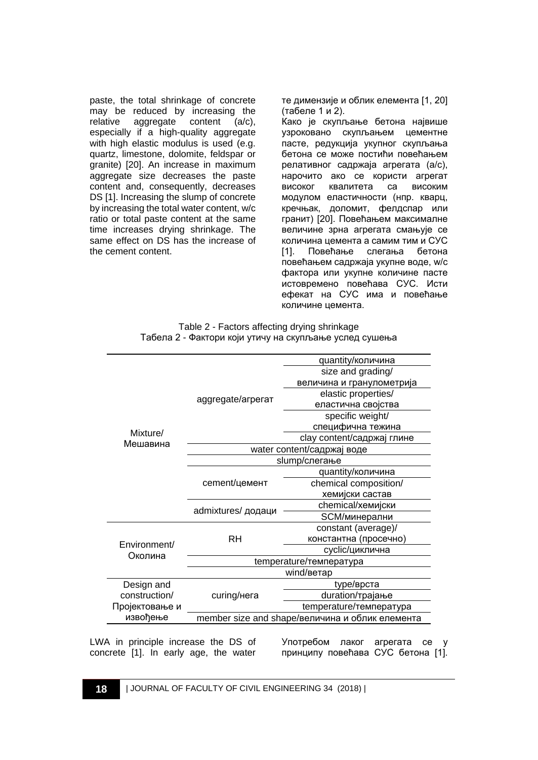paste, the total shrinkage of concrete may be reduced by increasing the relative aggregate content (a/c), especially if a high-quality aggregate with high elastic modulus is used (e.g. quartz, limestone, dolomite, feldspar or granite) [20]. An increase in maximum aggregate size decreases the paste content and, consequently, decreases DS [1]. Increasing the slump of concrete by increasing the total water content, w/c ratio or total paste content at the same time increases drying shrinkage. The same effect on DS has the increase of the cement content.

те димензије и облик елемента [1, 20] (табеле 1 и 2).

Како је скупљање бетона највише узроковано скупљањем цементне пасте, редукција укупног скупљања бетона се може постићи повећањем релативног садржаја агрегата (a/c), нарочито ако се користи агрегат високог квалитета са високим модулом еластичности (нпр. кварц, кречњак, доломит, фелдспар или гранит) [20]. Повећањем максималне величине зрна агрегата смањује се количина цемента а самим тим и СУС [1]. Повећање слегања бетона повећањем садржаја укупне воде, w/c фактора или укупне количине пасте истовремено повећава СУС. Исти ефекат на СУС има и повећање количине цемента.

Table 2 - Factors affecting drying shrinkage
Табела 2 - Фактори који утичу на скупљање услед сушења

| | | |
|---|---|---|
| Mixture/ Мешавина | aggregate/агрегат | quantity/количина |
| | | size and grading/ величина и гранулометрија |
| | | elastic properties/ еластична својства |
| | | specific weight/ специфична тежина |
| | | clay content/садржај глине |
| | water content/садржај воде | |
| | slump/слегање | |
| | cement/цемент | quantity/количина |
| | | chemical composition/ хемијски састав |
| | admixtures/ додаци | chemical/хемијски |
| | | SCM/минерални |
| Environment/ Околина | RH | constant (average)/ константна (просечно) |
| | | cyclic/циклична |
| | temperature/температура | |
| | wind/ветар | |
| Design and construction/ Пројектовање и извођење | curing/нега | type/врста |
| | | duration/трајање |
| | | temperature/температура |
| | member size and shape/величина и облик елемента | |

LWA in principle increase the DS of concrete [1]. In early age, the water

Употребом лаког агрегата се у принципу повећава СУС бетона [1].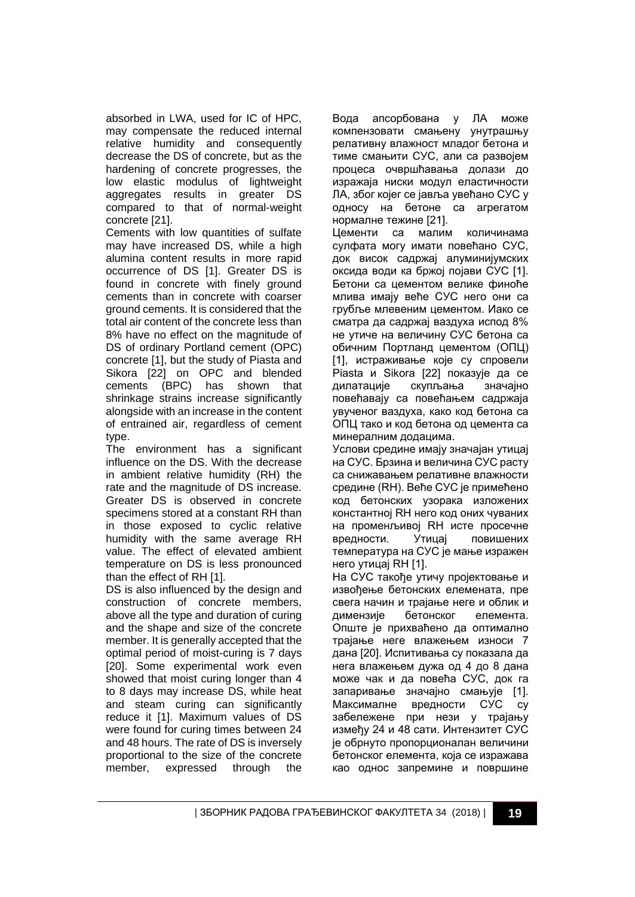absorbed in LWA, used for IC of HPC, may compensate the reduced internal relative humidity and consequently decrease the DS of concrete, but as the hardening of concrete progresses, the low elastic modulus of lightweight aggregates results in greater DS compared to that of normal-weight concrete [21].

Cements with low quantities of sulfate may have increased DS, while a high alumina content results in more rapid occurrence of DS [1]. Greater DS is found in concrete with finely ground cements than in concrete with coarser ground cements. It is considered that the total air content of the concrete less than 8% have no effect on the magnitude of DS of ordinary Portland cement (OPC) concrete [1], but the study of Piasta and Sikora [22] on OPC and blended cements (BPC) has shown that shrinkage strains increase significantly alongside with an increase in the content of entrained air, regardless of cement type.

The environment has a significant influence on the DS. With the decrease in ambient relative humidity (RH) the rate and the magnitude of DS increase. Greater DS is observed in concrete specimens stored at a constant RH than in those exposed to cyclic relative humidity with the same average RH value. The effect of elevated ambient temperature on DS is less pronounced than the effect of RH [1].

DS is also influenced by the design and construction of concrete members, above all the type and duration of curing and the shape and size of the concrete member. It is generally accepted that the optimal period of moist-curing is 7 days [20]. Some experimental work even showed that moist curing longer than 4 to 8 days may increase DS, while heat and steam curing can significantly reduce it [1]. Maximum values of DS were found for curing times between 24 and 48 hours. The rate of DS is inversely proportional to the size of the concrete member, expressed through the

Вода апсорбована у ЛА може компензовати смањену унутрашњу релативну влажност младог бетона и тиме смањити СУС, али са развојем процеса очвршћавања долази до изражаја ниски модул еластичности ЛА, због којег се јавља увећано СУС у односу на бетоне са агрегатом нормалне тежине [21].

Цементи са малим количинама сулфата могу имати повећано СУС, док висок садржај алуминијумских оксида води ка бржој појави СУС [1]. Бетони са цементом велике финоће млива имају веће СУС него они са грубље млевеним цементом. Иако се сматра да садржај ваздуха испод 8% не утиче на величину СУС бетона са обичним Портланд цементом (ОПЦ) [1], истраживање које су спровели Piasta и Sikora [22] показује да се дилатације скупљања значајно повећавају са повећањем садржаја увученог ваздуха, како код бетона са ОПЦ тако и код бетона од цемента са минералним додацима.

Услови средине имају значајан утицај на СУС. Брзина и величина СУС расту са снижавањем релативне влажности средине (RH). Веће СУС је примећено код бетонских узорака изложених константној RH него код оних чуваних на променљивој RH исте просечне вредности. Утицај повишених температура на СУС је мање изражен него утицај RH [1].

На СУС такође утичу пројектовање и извођење бетонских елемената, пре свега начин и трајање неге и облик и димензије бетонског елемента. Опште је прихваћено да оптимално трајање неге влажењем износи 7 дана [20]. Испитивања су показала да нега влажењем дужа од 4 до 8 дана може чак и да повећа СУС, док га запаривање значајно смањује [1]. Максималне вредности СУС су забележене при нези у трајању између 24 и 48 сати. Интензитет СУС је обрнуто пропорционалан величини бетонског елемента, која се изражава као однос запремине и површине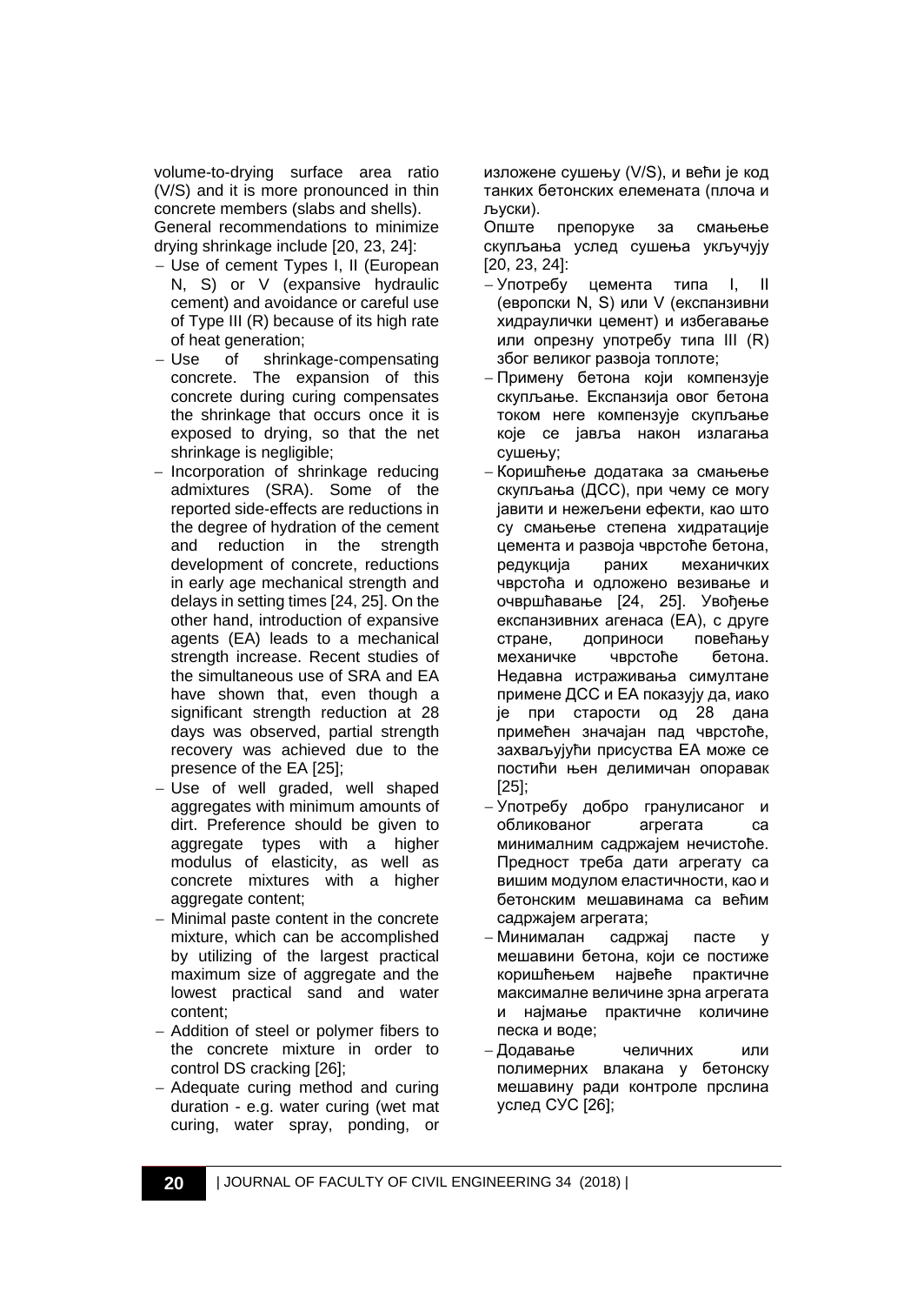volume-to-drying surface area ratio (V/S) and it is more pronounced in thin concrete members (slabs and shells).

General recommendations to minimize drying shrinkage include [20, 23, 24]:

- Use of cement Types I, II (European N, S) or V (expansive hydraulic cement) and avoidance or careful use of Type III (R) because of its high rate of heat generation;
- Use of shrinkage-compensating concrete. The expansion of this concrete during curing compensates the shrinkage that occurs once it is exposed to drying, so that the net shrinkage is negligible;
- Incorporation of shrinkage reducing admixtures (SRA). Some of the reported side-effects are reductions in the degree of hydration of the cement and reduction in the strength development of concrete, reductions in early age mechanical strength and delays in setting times [24, 25]. On the other hand, introduction of expansive agents (EA) leads to a mechanical strength increase. Recent studies of the simultaneous use of SRA and EA have shown that, even though a significant strength reduction at 28 days was observed, partial strength recovery was achieved due to the presence of the EA [25];
- Use of well graded, well shaped aggregates with minimum amounts of dirt. Preference should be given to aggregate types with a higher modulus of elasticity, as well as concrete mixtures with a higher aggregate content;
- Minimal paste content in the concrete mixture, which can be accomplished by utilizing of the largest practical maximum size of aggregate and the lowest practical sand and water content;
- Addition of steel or polymer fibers to the concrete mixture in order to control DS cracking [26];
- Adequate curing method and curing duration - e.g. water curing (wet mat curing, water spray, ponding, or

изложене сушењу (V/S), и већи је код танких бетонских елемената (плоча и љуски).

Опште препоруке за смањење скупљања услед сушења укључују [20, 23, 24]:

- Употребу цемента типа I, II (европски N, S) или V (експанзивни хидраулички цемент) и избегавање или опрезну употребу типа III (R) због великог развоја топлоте;
- Примену бетона који компензује скупљање. Експанзија овог бетона током неге компензује скупљање које се јавља након излагања сушењу;
- Коришћење додатака за смањење скупљања (ДСС), при чему се могу јавити и нежељени ефекти, као што су смањење степена хидратације цемента и развоја чврстоће бетона, редукција раних механичких чврстоћа и одложено везивање и очвршћавање [24, 25]. Увођење експанзивних агенаса (EA), с друге стране, доприноси повећању механичке чврстоће бетона. Недавна истраживања симултане примене ДСС и EA показују да, иако је при старости од 28 дана примећен значајан пад чврстоће, захваљујући присуства EA може се постићи њен делимичан опоравак [25];
- Употребу добро гранулисаног и обликованог агрегата са минималним садржајем нечистоће. Предност треба дати агрегату са вишим модулом еластичности, као и бетонским мешавинама са већим садржајем агрегата;
- Минималан садржај пасте у мешавини бетона, који се постиже коришћењем највеће практичне максималне величине зрна агрегата и најмање практичне количине песка и воде;
- Додавање челичних или полимерних влакана у бетонску мешавину ради контроле прслина услед СУС [26];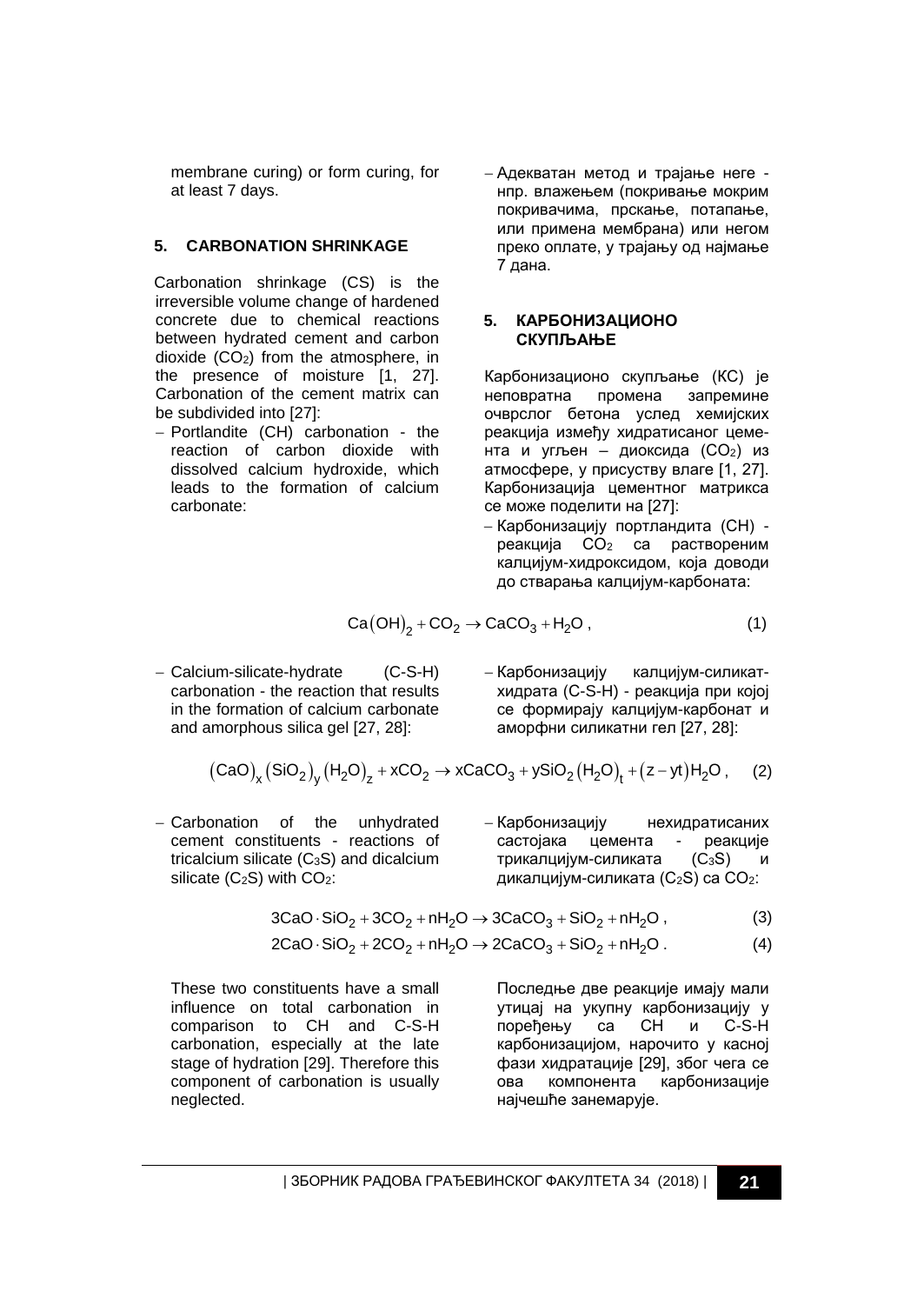membrane curing) or form curing, for at least 7 days.

## 5. CARBONATION SHRINKAGE

Carbonation shrinkage (CS) is the irreversible volume change of hardened concrete due to chemical reactions between hydrated cement and carbon dioxide ($CO_2$) from the atmosphere, in the presence of moisture [1, 27]. Carbonation of the cement matrix can be subdivided into [27]:

- Portlandite (CH) carbonation - the reaction of carbon dioxide with dissolved calcium hydroxide, which leads to the formation of calcium carbonate:

$$Ca(OH)_2 + CO_2 \rightarrow CaCO_3 + H_2O \,, \tag{1}$$

- Calcium-silicate-hydrate (C-S-H) carbonation - the reaction that results in the formation of calcium carbonate and amorphous silica gel [27, 28]:

$$(CaO)_x (SiO_2)_y (H_2O)_z + xCO_2 \rightarrow xCaCO_3 + ySiO_2 (H_2O)_t + (z - yt) H_2O \,, \tag{2}$$

- Carbonation of the unhydrated cement constituents - reactions of tricalcium silicate ($C_3S$) and dicalcium silicate ($C_2S$) with $CO_2$:

$$3CaO \cdot SiO_2 + 3CO_2 + nH_2O \rightarrow 3CaCO_3 + SiO_2 + nH_2O \,, \tag{3}$$

$$2CaO \cdot SiO_2 + 2CO_2 + nH_2O \rightarrow 2CaCO_3 + SiO_2 + nH_2O \,. \tag{4}$$

These two constituents have a small influence on total carbonation in comparison to CH and C-S-H carbonation, especially at the late stage of hydration [29]. Therefore this component of carbonation is usually neglected.

– Адекватан метод и трајање неге - нпр. влажењем (покривање мокрим покривачима, прскање, потапање, или примена мембрана) или негом преко оплате, у трајању од најмање 7 дана.

## 5. КАРБОНИЗАЦИОНО СКУПЉАЊЕ

Карбонизационо скупљање (КС) је неповратна промена запремине очврслог бетона услед хемијских реакција између хидратисаног цемента и угљен – диоксида ($CO_2$) из атмосфере, у присуству влаге [1, 27]. Карбонизација цементног матрикса се може поделити на [27]:

- Карбонизацију портландита (CH) - реакција $CO_2$ са раствореним калцијум-хидроксидом, која доводи до стварања калцијум-карбоната:
- Карбонизацију калцијум-силикат-хидрата (C-S-H) - реакција при којој се формирају калцијум-карбонат и аморфни силикатни гел [27, 28]:
- Карбонизацију нехидратисаних састојака цемента - реакције трикалцијум-силиката ($C_3S$) и дикалцијум-силиката ($C_2S$) са $CO_2$:

Последње две реакције имају мали утицај на укупну карбонизацију у поређењу са CH и C-S-H карбонизацијом, нарочито у касној фази хидратације [29], због чега се ова компонента карбонизације најчешће занемарује.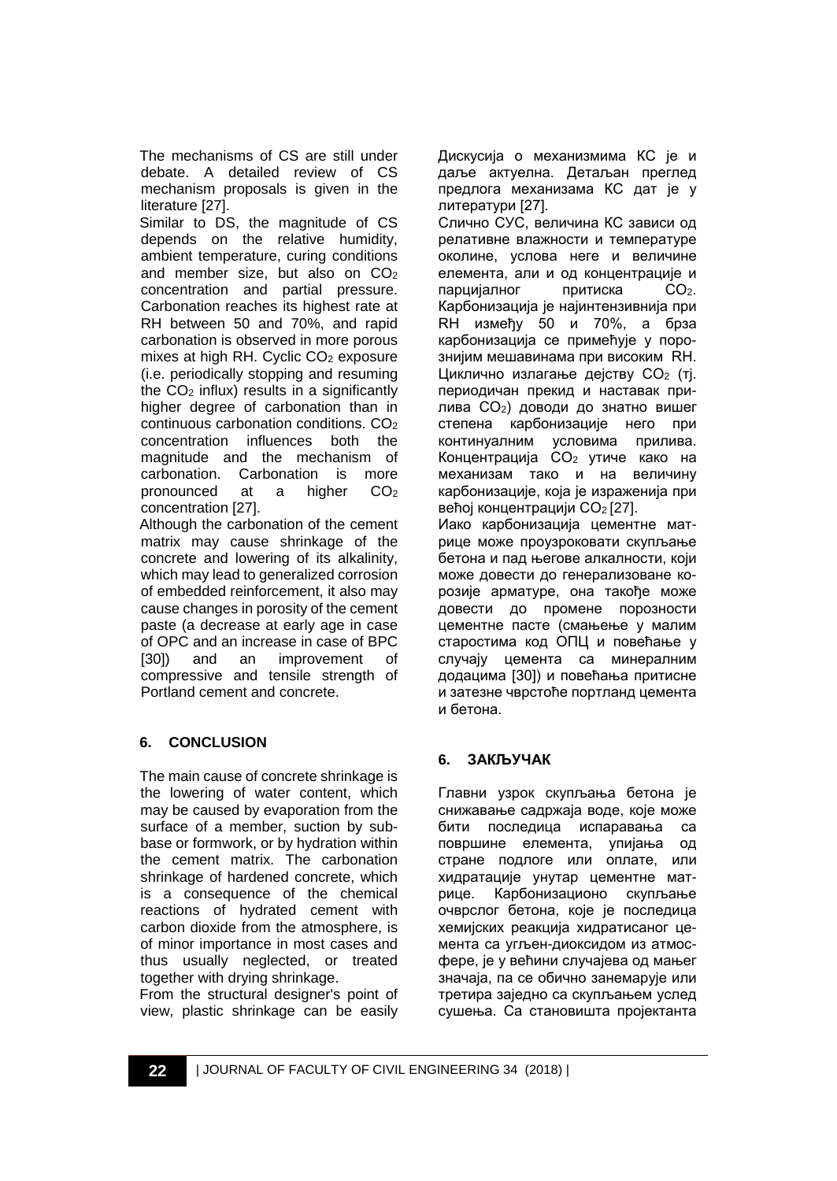The mechanisms of CS are still under debate. A detailed review of CS mechanism proposals is given in the literature [27].

Similar to DS, the magnitude of CS depends on the relative humidity, ambient temperature, curing conditions and member size, but also on $CO_2$ concentration and partial pressure. Carbonation reaches its highest rate at RH between 50 and 70%, and rapid carbonation is observed in more porous mixes at high RH. Cyclic $CO_2$ exposure (i.e. periodically stopping and resuming the $CO_2$ influx) results in a significantly higher degree of carbonation than in continuous carbonation conditions. $CO_2$ concentration influences both the magnitude and the mechanism of carbonation. Carbonation is more pronounced at a higher $CO_2$ concentration [27].

Although the carbonation of the cement matrix may cause shrinkage of the concrete and lowering of its alkalinity, which may lead to generalized corrosion of embedded reinforcement, it also may cause changes in porosity of the cement paste (a decrease at early age in case of OPC and an increase in case of BPC [30]) and an improvement of compressive and tensile strength of Portland cement and concrete.

## 6. CONCLUSION

The main cause of concrete shrinkage is the lowering of water content, which may be caused by evaporation from the surface of a member, suction by sub-base or formwork, or by hydration within the cement matrix. The carbonation shrinkage of hardened concrete, which is a consequence of the chemical reactions of hydrated cement with carbon dioxide from the atmosphere, is of minor importance in most cases and thus usually neglected, or treated together with drying shrinkage.

From the structural designer's point of view, plastic shrinkage can be easily

Дискусија о механизмима КС је и даље актуелна. Детаљан преглед предлога механизама КС дат је у литератури [27].

Слично СУС, величина КС зависи од релативне влажности и температуре околине, услова неге и величине елемента, али и од концентрације и парцијалног притиска $CO_2$. Карбонизација је најинтензивнија при RH између 50 и 70%, а брза карбонизација се примећује у порознијим мешавинама при високим RH. Циклично излагање дејству $CO_2$ (тј. периодичан прекид и наставак прилива $CO_2$) доводи до знатно вишег степена карбонизације него при континуалним условима прилива. Концентрација $CO_2$ утиче како на механизам тако и на величину карбонизације, која је израженија при већој концентрацији $CO_2$ [27].

Иако карбонизација цементне матрице може проузроковати скупљање бетона и пад његове алкалности, који може довести до генерализоване корозије арматуре, она такође може довести до промене порозности цементне пасте (смањење у малим старостима код ОПЦ и повећање у случају цемента са минералним додацима [30]) и повећања притисне и затезне чврстоће портланд цемента и бетона.

## 6. ЗАКЉУЧАК

Главни узрок скупљања бетона је снижавање садржаја воде, које може бити последица испаравања са површине елемента, упијања од стране подлоге или оплате, или хидратације унутар цементне матрице. Карбонизационо скупљање очврслог бетона, које је последица хемијских реакција хидратисаног цемента са угљен-диоксидом из атмосфере, је у већини случајева од мањег значаја, па се обично занемарује или третира заједно са скупљањем услед сушења. Са становишта пројектанта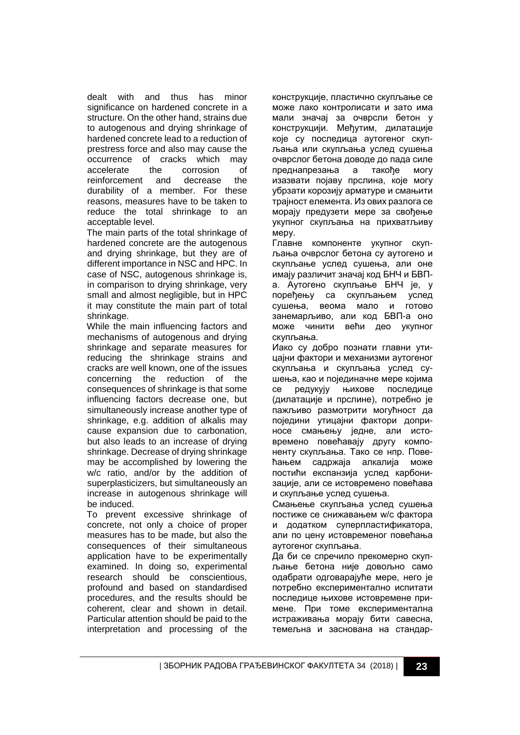dealt with and thus has minor significance on hardened concrete in a structure. On the other hand, strains due to autogenous and drying shrinkage of hardened concrete lead to a reduction of prestress force and also may cause the occurrence of cracks which may accelerate the corrosion of reinforcement and decrease the durability of a member. For these reasons, measures have to be taken to reduce the total shrinkage to an acceptable level.

The main parts of the total shrinkage of hardened concrete are the autogenous and drying shrinkage, but they are of different importance in NSC and HPC. In case of NSC, autogenous shrinkage is, in comparison to drying shrinkage, very small and almost negligible, but in HPC it may constitute the main part of total shrinkage.

While the main influencing factors and mechanisms of autogenous and drying shrinkage and separate measures for reducing the shrinkage strains and cracks are well known, one of the issues concerning the reduction of the consequences of shrinkage is that some influencing factors decrease one, but simultaneously increase another type of shrinkage, e.g. addition of alkalis may cause expansion due to carbonation, but also leads to an increase of drying shrinkage. Decrease of drying shrinkage may be accomplished by lowering the w/c ratio, and/or by the addition of superplasticizers, but simultaneously an increase in autogenous shrinkage will be induced.

To prevent excessive shrinkage of concrete, not only a choice of proper measures has to be made, but also the consequences of their simultaneous application have to be experimentally examined. In doing so, experimental research should be conscientious, profound and based on standardised procedures, and the results should be coherent, clear and shown in detail. Particular attention should be paid to the interpretation and processing of the

конструкције, пластично скупљање се може лако контролисати и зато има мали значај за очврсли бетон у конструкцији. Међутим, дилатације које су последица аутогеног скупљања или скупљања услед сушења очврслог бетона доводе до пада силе преднапрезања а такође могу изазвати појаву прслина, које могу убрзати корозију арматуре и смањити трајност елемента. Из ових разлога се морају предузети мере за свођење укупног скупљања на прихватљиву меру.

Главне компоненте укупног скупљања очврслог бетона су аутогено и скупљање услед сушења, али оне имају различит значај код БНЧ и БВП-а. Аутогено скупљање БНЧ је, у поређењу са скупљањем услед сушења, веома мало и готово занемарљиво, али код БВП-а оно може чинити већи део укупног скупљања.

Иако су добро познати главни утицајни фактори и механизми аутогеног скупљања и скупљања услед сушења, као и појединачне мере којима се редукују њихове последице (дилатације и прслине), потребно је пажљиво размотрити могућност да поједини утицајни фактори доприносе смањењу једне, али истовремено повећавају другу компоненту скупљања. Тако се нпр. Повећањем садржаја алкалија може постићи експанзија услед карбонизације, али се истовремено повећава и скупљање услед сушења.

Смањење скупљања услед сушења постиже се снижавањем w/c фактора и додатком суперпластификатора, али по цену истовременог повећања аутогеног скупљања.

Да би се спречило прекомерно скупљање бетона није довољно само одабрати одговарајуће мере, него је потребно експериментално испитати последице њихове истовремене примене. При томе експериментална истраживања морају бити савесна, темељна и заснована на стандар-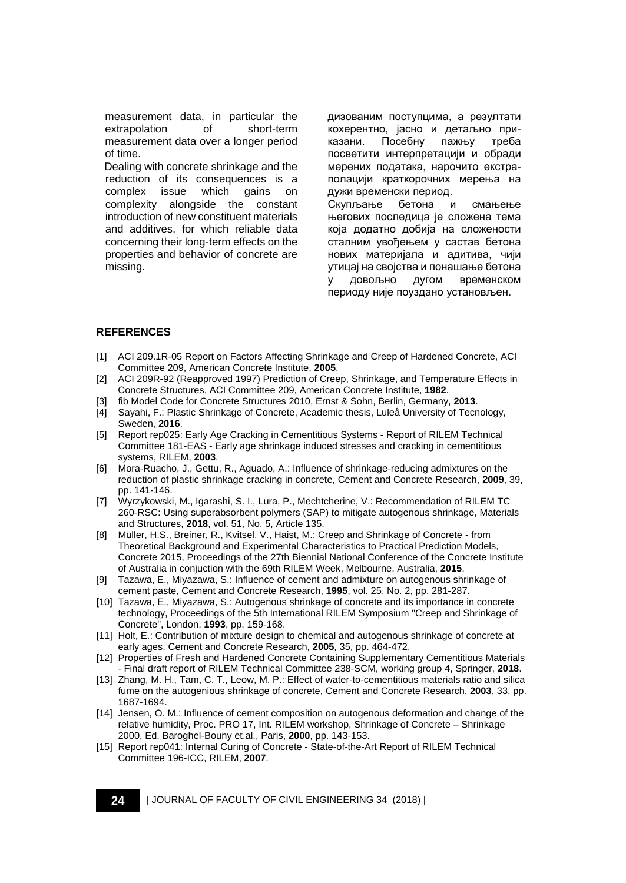measurement data, in particular the extrapolation of short-term measurement data over a longer period of time.

Dealing with concrete shrinkage and the reduction of its consequences is a complex issue which gains on complexity alongside the constant introduction of new constituent materials and additives, for which reliable data concerning their long-term effects on the properties and behavior of concrete are missing.

дизованим поступцима, а резултати кохерентно, јасно и детаљно приказани. Посебну пажњу треба посветити интерпретацији и обради мерених података, нарочито екстраполацији краткорочних мерења на дужи временски период.

Скупљање бетона и смањење његових последица је сложена тема која додатно добија на сложености сталним увођењем у састав бетона нових материјала и адитива, чији утицај на својства и понашање бетона у довољно дугом временском периоду није поуздано установљен.

## REFERENCES

[1] ACI 209.1R-05 Report on Factors Affecting Shrinkage and Creep of Hardened Concrete, ACI Committee 209, American Concrete Institute, **2005**.

[2] ACI 209R-92 (Reapproved 1997) Prediction of Creep, Shrinkage, and Temperature Effects in Concrete Structures, ACI Committee 209, American Concrete Institute, **1982**.

[3] fib Model Code for Concrete Structures 2010, Ernst & Sohn, Berlin, Germany, **2013**.

[4] Sayahi, F.: Plastic Shrinkage of Concrete, Academic thesis, Luleå University of Tecnology, Sweden, **2016**.

[5] Report rep025: Early Age Cracking in Cementitious Systems - Report of RILEM Technical Committee 181-EAS - Early age shrinkage induced stresses and cracking in cementitious systems, RILEM, **2003**.

[6] Mora-Ruacho, J., Gettu, R., Aguado, A.: Influence of shrinkage-reducing admixtures on the reduction of plastic shrinkage cracking in concrete, Cement and Concrete Research, **2009**, 39, pp. 141-146.

[7] Wyrzykowski, M., Igarashi, S. I., Lura, P., Mechtcherine, V.: Recommendation of RILEM TC 260-RSC: Using superabsorbent polymers (SAP) to mitigate autogenous shrinkage, Materials and Structures, **2018**, vol. 51, No. 5, Article 135.

[8] Müller, H.S., Breiner, R., Kvitsel, V., Haist, M.: Creep and Shrinkage of Concrete - from Theoretical Background and Experimental Characteristics to Practical Prediction Models, Concrete 2015, Proceedings of the 27th Biennial National Conference of the Concrete Institute of Australia in conjuction with the 69th RILEM Week, Melbourne, Australia, **2015**.

[9] Tazawa, E., Miyazawa, S.: Influence of cement and admixture on autogenous shrinkage of cement paste, Cement and Concrete Research, **1995**, vol. 25, No. 2, pp. 281-287.

[10] Tazawa, E., Miyazawa, S.: Autogenous shrinkage of concrete and its importance in concrete technology, Proceedings of the 5th International RILEM Symposium "Creep and Shrinkage of Concrete", London, **1993**, pp. 159-168.

[11] Holt, E.: Contribution of mixture design to chemical and autogenous shrinkage of concrete at early ages, Cement and Concrete Research, **2005**, 35, pp. 464-472.

[12] Properties of Fresh and Hardened Concrete Containing Supplementary Cementitious Materials - Final draft report of RILEM Technical Committee 238-SCM, working group 4, Springer, **2018**.

[13] Zhang, M. H., Tam, C. T., Leow, M. P.: Effect of water-to-cementitious materials ratio and silica fume on the autogenious shrinkage of concrete, Cement and Concrete Research, **2003**, 33, pp. 1687-1694.

[14] Jensen, O. M.: Influence of cement composition on autogenous deformation and change of the relative humidity, Proc. PRO 17, Int. RILEM workshop, Shrinkage of Concrete – Shrinkage 2000, Ed. Baroghel-Bouny et.al., Paris, **2000**, pp. 143-153.

[15] Report rep041: Internal Curing of Concrete - State-of-the-Art Report of RILEM Technical Committee 196-ICC, RILEM, **2007**.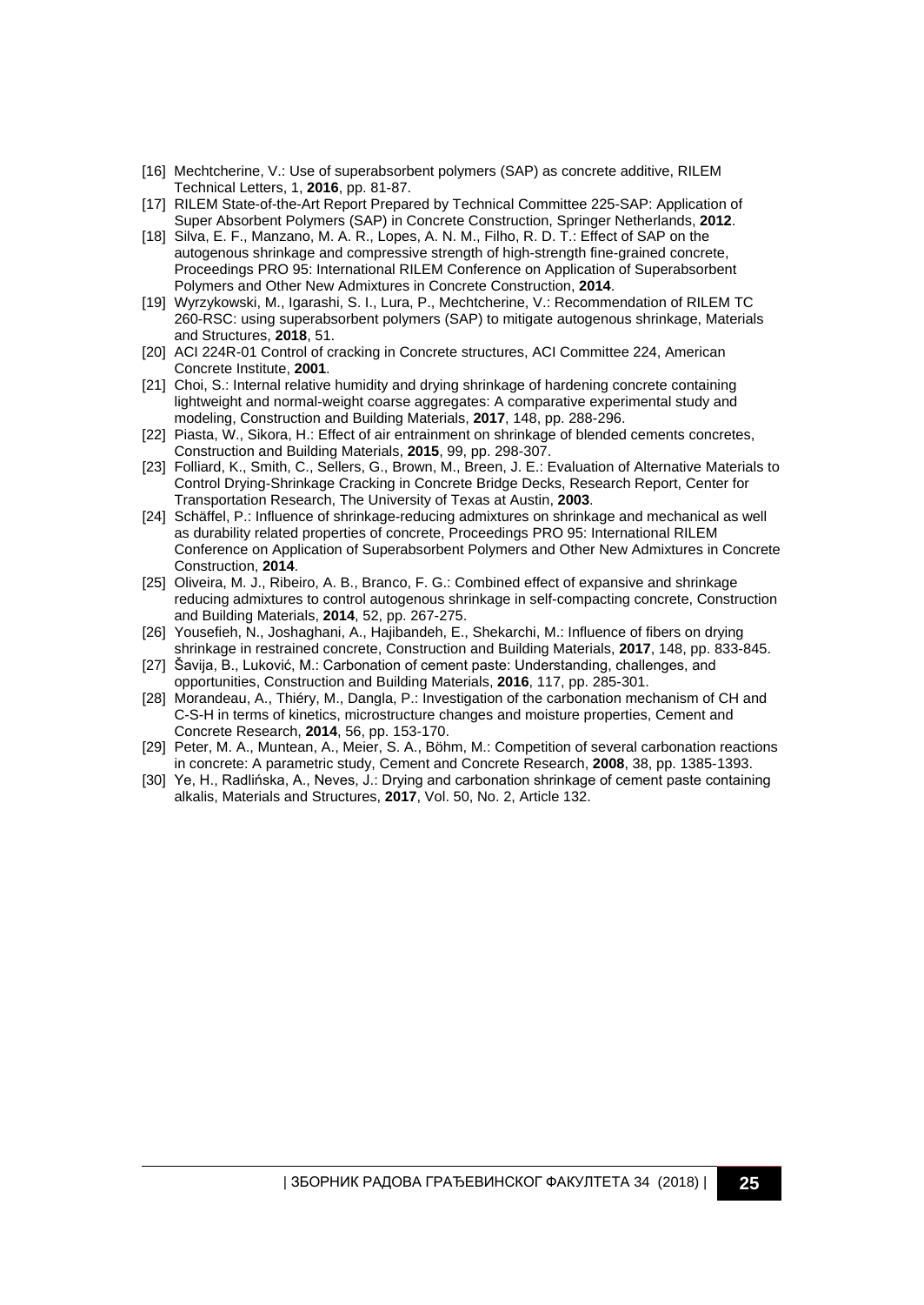[16] Mechtcherine, V.: Use of superabsorbent polymers (SAP) as concrete additive, RILEM Technical Letters, 1, **2016**, pp. 81-87.

[17] RILEM State-of-the-Art Report Prepared by Technical Committee 225-SAP: Application of Super Absorbent Polymers (SAP) in Concrete Construction, Springer Netherlands, **2012**.

[18] Silva, E. F., Manzano, M. A. R., Lopes, A. N. M., Filho, R. D. T.: Effect of SAP on the autogenous shrinkage and compressive strength of high-strength fine-grained concrete, Proceedings PRO 95: International RILEM Conference on Application of Superabsorbent Polymers and Other New Admixtures in Concrete Construction, **2014**.

[19] Wyrzykowski, M., Igarashi, S. I., Lura, P., Mechtcherine, V.: Recommendation of RILEM TC 260-RSC: using superabsorbent polymers (SAP) to mitigate autogenous shrinkage, Materials and Structures, **2018**, 51.

[20] ACI 224R-01 Control of cracking in Concrete structures, ACI Committee 224, American Concrete Institute, **2001**.

[21] Choi, S.: Internal relative humidity and drying shrinkage of hardening concrete containing lightweight and normal-weight coarse aggregates: A comparative experimental study and modeling, Construction and Building Materials, **2017**, 148, pp. 288-296.

[22] Piasta, W., Sikora, H.: Effect of air entrainment on shrinkage of blended cements concretes, Construction and Building Materials, **2015**, 99, pp. 298-307.

[23] Folliard, K., Smith, C., Sellers, G., Brown, M., Breen, J. E.: Evaluation of Alternative Materials to Control Drying-Shrinkage Cracking in Concrete Bridge Decks, Research Report, Center for Transportation Research, The University of Texas at Austin, **2003**.

[24] Schäffel, P.: Influence of shrinkage-reducing admixtures on shrinkage and mechanical as well as durability related properties of concrete, Proceedings PRO 95: International RILEM Conference on Application of Superabsorbent Polymers and Other New Admixtures in Concrete Construction, **2014**.

[25] Oliveira, M. J., Ribeiro, A. B., Branco, F. G.: Combined effect of expansive and shrinkage reducing admixtures to control autogenous shrinkage in self-compacting concrete, Construction and Building Materials, **2014**, 52, pp. 267-275.

[26] Yousefieh, N., Joshaghani, A., Hajibandeh, E., Shekarchi, M.: Influence of fibers on drying shrinkage in restrained concrete, Construction and Building Materials, **2017**, 148, pp. 833-845.

[27] Šavija, B., Luković, M.: Carbonation of cement paste: Understanding, challenges, and opportunities, Construction and Building Materials, **2016**, 117, pp. 285-301.

[28] Morandeau, A., Thiéry, M., Dangla, P.: Investigation of the carbonation mechanism of CH and C-S-H in terms of kinetics, microstructure changes and moisture properties, Cement and Concrete Research, **2014**, 56, pp. 153-170.

[29] Peter, M. A., Muntean, A., Meier, S. A., Böhm, M.: Competition of several carbonation reactions in concrete: A parametric study, Cement and Concrete Research, **2008**, 38, pp. 1385-1393.

[30] Ye, H., Radlińska, A., Neves, J.: Drying and carbonation shrinkage of cement paste containing alkalis, Materials and Structures, **2017**, Vol. 50, No. 2, Article 132.